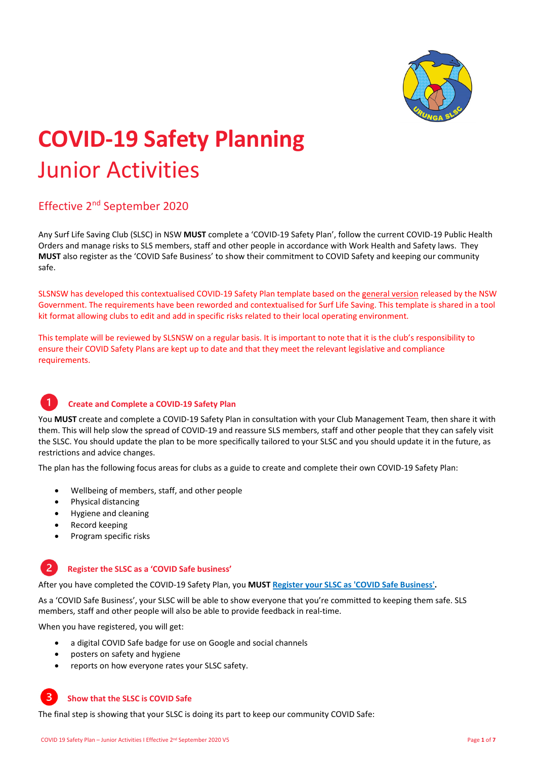# COVID-19 Safety Planning

## Junior Activities

### Effective 2nd September 2020

Any Surf Life Saving Club (SLSC) in NSW **MUST** complete a 'COVID-19 Safety Plan', follow the current COVID-19 Public Health Orders and manage risks to SLS members, staff and other people in accordance with Work Health and Safety laws. They **MUST** also register as the 'COVID Safe Business' to show their commitment to COVID Safety and keeping our community safe.

SLSNSW has developed this contextualised COVID-19 Safety Plan template based on the general version released by the NSW Government. The requirements have been reworded and contextualised for Surf Life Saving. This template is shared in a tool kit format allowing clubs to edit and add in specific risks related to their local operating environment.

This template will be reviewed by SLSNSW on a regular basis. It is important to note that it is the club's responsibility to ensure their COVID Safety Plans are kept up to date and that they meet the relevant legislative and compliance requirements.

### 1 Create and Complete a COVID-19 Safety Plan

You **MUST** create and complete a COVID-19 Safety Plan in consultation with your Club Management Team, then share it with them. This will help slow the spread of COVID-19 and reassure SLS members, staff and other people that they can safely visit the SLSC. You should update the plan to be more specifically tailored to your SLSC and you should update it in the future, as restrictions and advice changes.

The plan has the following focus areas for clubs as a guide to create and complete their own COVID-19 Safety Plan:

- Wellbeing of members, staff, and other people
- Physical distancing
- Hygiene and cleaning
- Record keeping
- Program specific risks

### 2 Register the SLSC as a 'COVID Safe business'

After you have completed the COVID-19 Safety Plan, you **MUST** **Register your SLSC as 'COVID Safe Business'**.

As a 'COVID Safe Business', your SLSC will be able to show everyone that you're committed to keeping them safe. SLS members, staff and other people will also be able to provide feedback in real-time.

When you have registered, you will get:

- a digital COVID Safe badge for use on Google and social channels
- posters on safety and hygiene
- reports on how everyone rates your SLSC safety.

### 3 Show that the SLSC is COVID Safe

The final step is showing that your SLSC is doing its part to keep our community COVID Safe: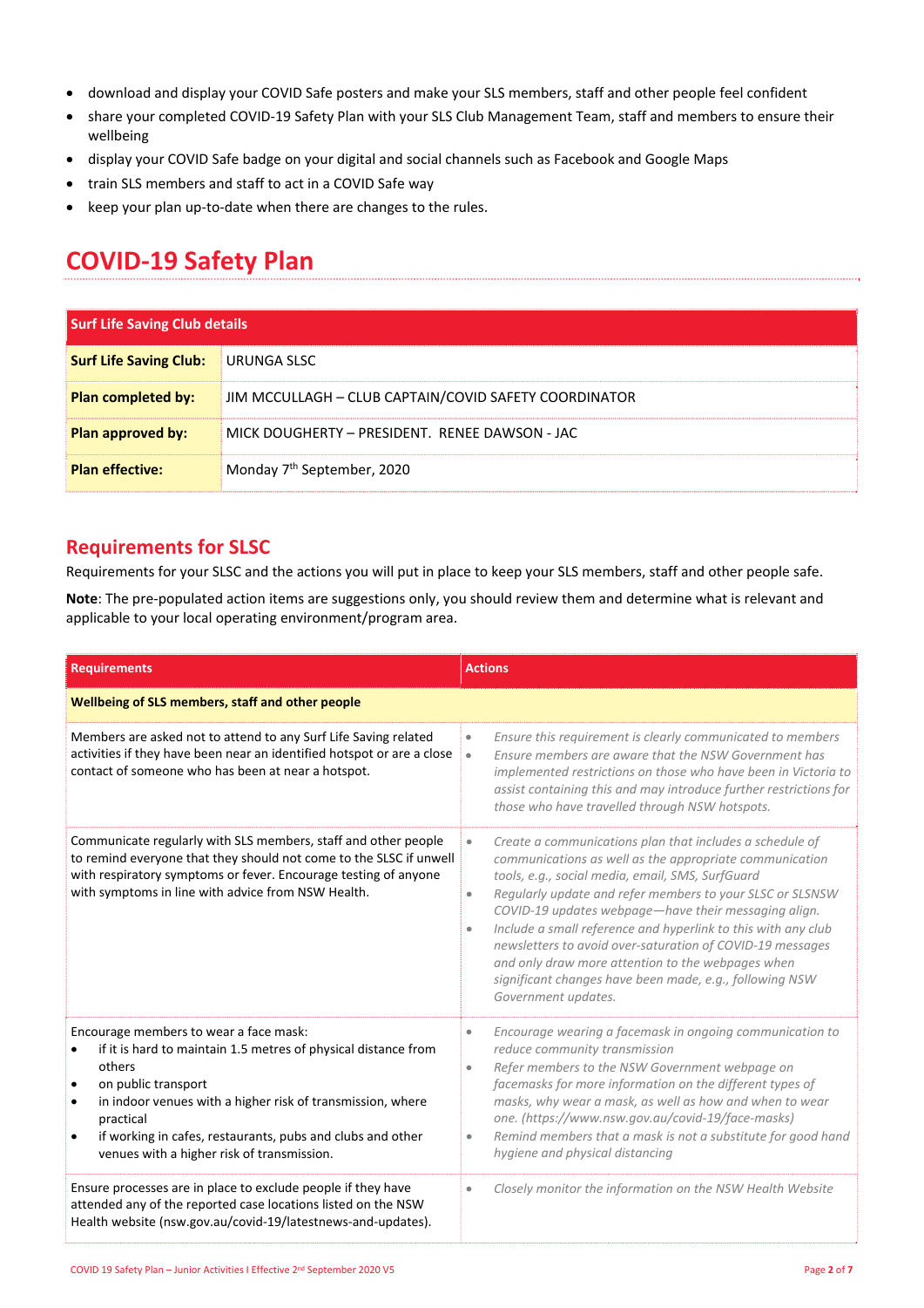- download and display your COVID Safe posters and make your SLS members, staff and other people feel confident
- share your completed COVID-19 Safety Plan with your SLS Club Management Team, staff and members to ensure their wellbeing
- display your COVID Safe badge on your digital and social channels such as Facebook and Google Maps
- train SLS members and staff to act in a COVID Safe way
- keep your plan up-to-date when there are changes to the rules.

# COVID-19 Safety Plan

| Surf Life Saving Club details | |
|---|---|
| **Surf Life Saving Club:** | URUNGA SLSC |
| **Plan completed by:** | JIM MCCULLAGH – CLUB CAPTAIN/COVID SAFETY COORDINATOR |
| **Plan approved by:** | MICK DOUGHERTY – PRESIDENT. RENEE DAWSON - JAC |
| **Plan effective:** | Monday 7th September, 2020 |

## Requirements for SLSC

Requirements for your SLSC and the actions you will put in place to keep your SLS members, staff and other people safe.

**Note**: The pre-populated action items are suggestions only, you should review them and determine what is relevant and applicable to your local operating environment/program area.

| Requirements | Actions |
|---|---|
| **Wellbeing of SLS members, staff and other people** | |
| Members are asked not to attend to any Surf Life Saving related activities if they have been near an identified hotspot or are a close contact of someone who has been at near a hotspot. | • *Ensure this requirement is clearly communicated to members*<br>• *Ensure members are aware that the NSW Government has implemented restrictions on those who have been in Victoria to assist containing this and may introduce further restrictions for those who have travelled through NSW hotspots.* |
| Communicate regularly with SLS members, staff and other people to remind everyone that they should not come to the SLSC if unwell with respiratory symptoms or fever. Encourage testing of anyone with symptoms in line with advice from NSW Health. | • *Create a communications plan that includes a schedule of communications as well as the appropriate communication tools, e.g., social media, email, SMS, SurfGuard*<br>• *Regularly update and refer members to your SLSC or SLSNSW COVID-19 updates webpage—have their messaging align.*<br>• *Include a small reference and hyperlink to this with any club newsletters to avoid over-saturation of COVID-19 messages and only draw more attention to the webpages when significant changes have been made, e.g., following NSW Government updates.* |
| Encourage members to wear a face mask:<br>• if it is hard to maintain 1.5 metres of physical distance from others<br>• on public transport<br>• in indoor venues with a higher risk of transmission, where practical<br>• if working in cafes, restaurants, pubs and clubs and other venues with a higher risk of transmission. | • *Encourage wearing a facemask in ongoing communication to reduce community transmission*<br>• *Refer members to the NSW Government webpage on facemasks for more information on the different types of masks, why wear a mask, as well as how and when to wear one. (https://www.nsw.gov.au/covid-19/face-masks)*<br>• *Remind members that a mask is not a substitute for good hand hygiene and physical distancing* |
| Ensure processes are in place to exclude people if they have attended any of the reported case locations listed on the NSW Health website (nsw.gov.au/covid-19/latestnews-and-updates). | • *Closely monitor the information on the NSW Health Website* |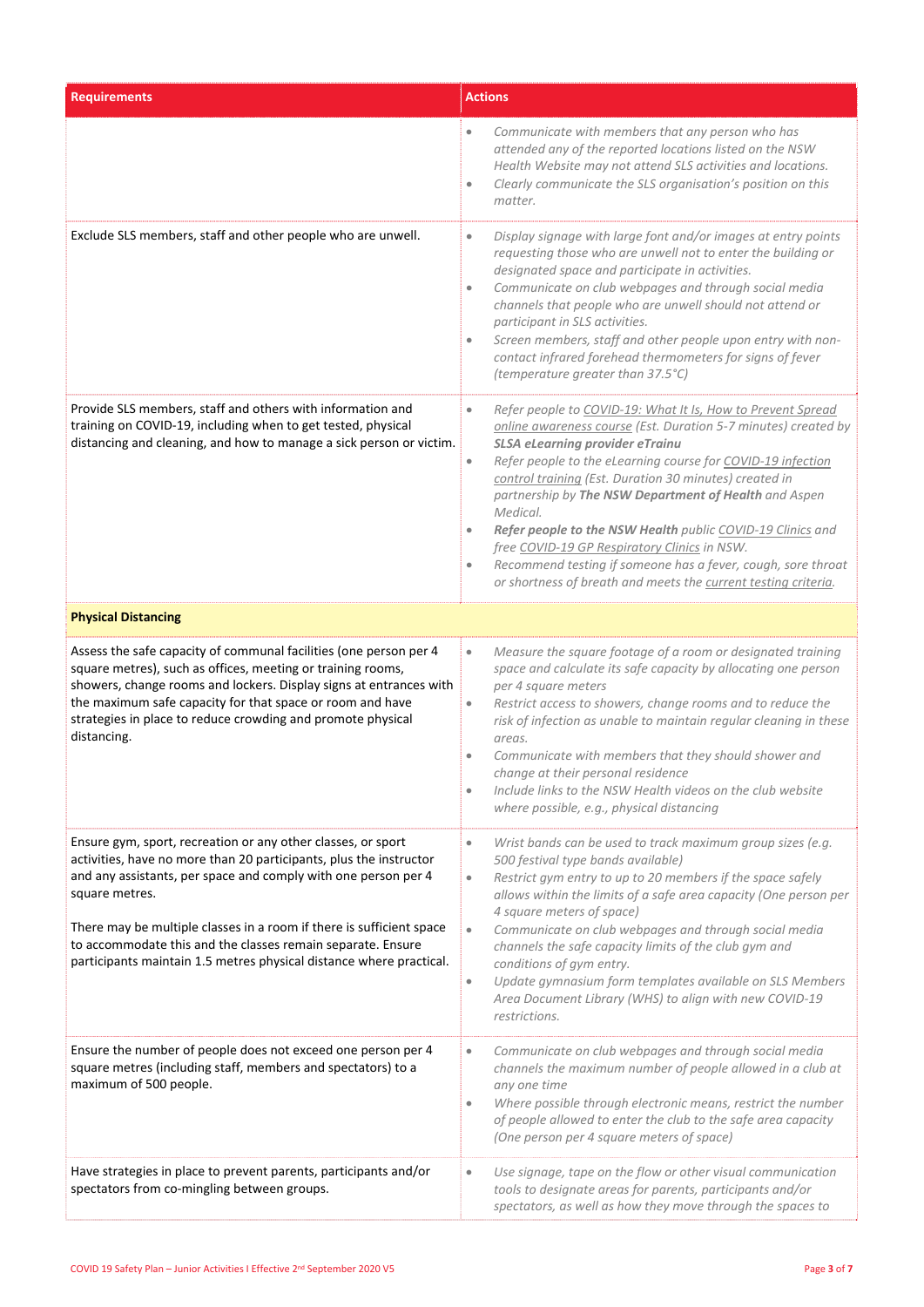| Requirements | Actions |
|---|---|
| | • *Communicate with members that any person who has attended any of the reported locations listed on the NSW Health Website may not attend SLS activities and locations.*<br>• *Clearly communicate the SLS organisation's position on this matter.* |
| Exclude SLS members, staff and other people who are unwell. | • *Display signage with large font and/or images at entry points requesting those who are unwell not to enter the building or designated space and participate in activities.*<br>• *Communicate on club webpages and through social media channels that people who are unwell should not attend or participant in SLS activities.*<br>• *Screen members, staff and other people upon entry with non-contact infrared forehead thermometers for signs of fever (temperature greater than 37.5°C)* |
| Provide SLS members, staff and others with information and training on COVID-19, including when to get tested, physical distancing and cleaning, and how to manage a sick person or victim. | • *Refer people to COVID-19: What It Is, How to Prevent Spread online awareness course (Est. Duration 5-7 minutes) created by **SLSA eLearning provider eTrainu***<br>• *Refer people to the eLearning course for COVID-19 infection control training (Est. Duration 30 minutes) created in partnership by **The NSW Department of Health** and Aspen Medical.*<br>• ***Refer people to the NSW Health** public COVID-19 Clinics and free COVID-19 GP Respiratory Clinics in NSW.*<br>• *Recommend testing if someone has a fever, cough, sore throat or shortness of breath and meets the current testing criteria.* |
| **Physical Distancing** | |
| Assess the safe capacity of communal facilities (one person per 4 square metres), such as offices, meeting or training rooms, showers, change rooms and lockers. Display signs at entrances with the maximum safe capacity for that space or room and have strategies in place to reduce crowding and promote physical distancing. | • *Measure the square footage of a room or designated training space and calculate its safe capacity by allocating one person per 4 square meters*<br>• *Restrict access to showers, change rooms and to reduce the risk of infection as unable to maintain regular cleaning in these areas.*<br>• *Communicate with members that they should shower and change at their personal residence*<br>• *Include links to the NSW Health videos on the club website where possible, e.g., physical distancing* |
| Ensure gym, sport, recreation or any other classes, or sport activities, have no more than 20 participants, plus the instructor and any assistants, per space and comply with one person per 4 square metres.<br><br>There may be multiple classes in a room if there is sufficient space to accommodate this and the classes remain separate. Ensure participants maintain 1.5 metres physical distance where practical. | • *Wrist bands can be used to track maximum group sizes (e.g. 500 festival type bands available)*<br>• *Restrict gym entry to up to 20 members if the space safely allows within the limits of a safe area capacity (One person per 4 square meters of space)*<br>• *Communicate on club webpages and through social media channels the safe capacity limits of the club gym and conditions of gym entry.*<br>• *Update gymnasium form templates available on SLS Members Area Document Library (WHS) to align with new COVID-19 restrictions.* |
| Ensure the number of people does not exceed one person per 4 square metres (including staff, members and spectators) to a maximum of 500 people. | • *Communicate on club webpages and through social media channels the maximum number of people allowed in a club at any one time*<br>• *Where possible through electronic means, restrict the number of people allowed to enter the club to the safe area capacity (One person per 4 square meters of space)* |
| Have strategies in place to prevent parents, participants and/or spectators from co-mingling between groups. | • *Use signage, tape on the flow or other visual communication tools to designate areas for parents, participants and/or spectators, as well as how they move through the spaces to* |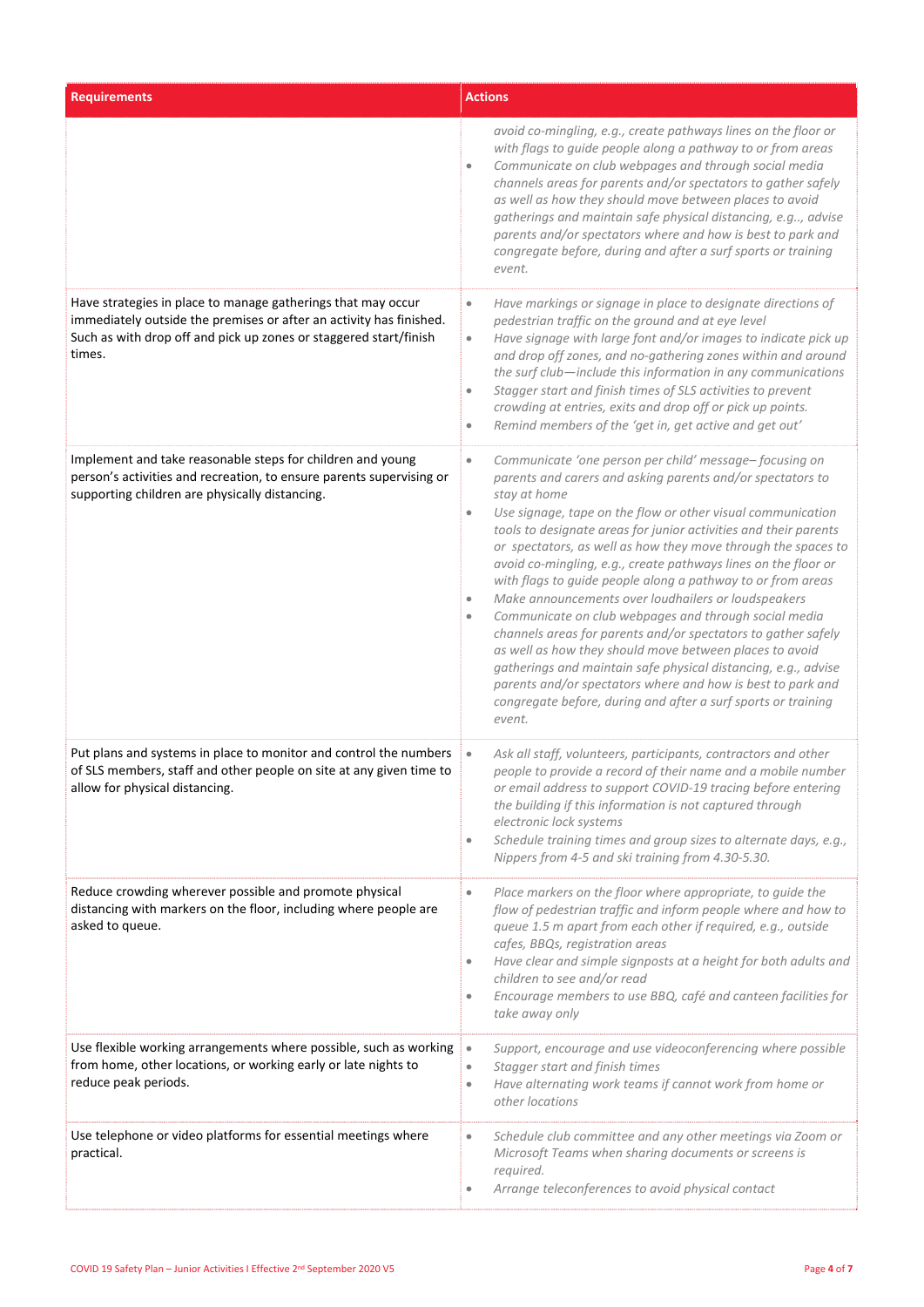| Requirements | Actions |
|---|---|
| | *avoid co-mingling, e.g., create pathways lines on the floor or with flags to guide people along a pathway to or from areas*<br>• *Communicate on club webpages and through social media channels areas for parents and/or spectators to gather safely as well as how they should move between places to avoid gatherings and maintain safe physical distancing, e.g.., advise parents and/or spectators where and how is best to park and congregate before, during and after a surf sports or training event.* |
| Have strategies in place to manage gatherings that may occur immediately outside the premises or after an activity has finished. Such as with drop off and pick up zones or staggered start/finish times. | • *Have markings or signage in place to designate directions of pedestrian traffic on the ground and at eye level*<br>• *Have signage with large font and/or images to indicate pick up and drop off zones, and no-gathering zones within and around the surf club—include this information in any communications*<br>• *Stagger start and finish times of SLS activities to prevent crowding at entries, exits and drop off or pick up points.*<br>• *Remind members of the 'get in, get active and get out'* |
| Implement and take reasonable steps for children and young person's activities and recreation, to ensure parents supervising or supporting children are physically distancing. | • *Communicate 'one person per child' message– focusing on parents and carers and asking parents and/or spectators to stay at home*<br>• *Use signage, tape on the flow or other visual communication tools to designate areas for junior activities and their parents or spectators, as well as how they move through the spaces to avoid co-mingling, e.g., create pathways lines on the floor or with flags to guide people along a pathway to or from areas*<br>• *Make announcements over loudhailers or loudspeakers*<br>• *Communicate on club webpages and through social media channels areas for parents and/or spectators to gather safely as well as how they should move between places to avoid gatherings and maintain safe physical distancing, e.g., advise parents and/or spectators where and how is best to park and congregate before, during and after a surf sports or training event.* |
| Put plans and systems in place to monitor and control the numbers of SLS members, staff and other people on site at any given time to allow for physical distancing. | • *Ask all staff, volunteers, participants, contractors and other people to provide a record of their name and a mobile number or email address to support COVID-19 tracing before entering the building if this information is not captured through electronic lock systems*<br>• *Schedule training times and group sizes to alternate days, e.g., Nippers from 4-5 and ski training from 4.30-5.30.* |
| Reduce crowding wherever possible and promote physical distancing with markers on the floor, including where people are asked to queue. | • *Place markers on the floor where appropriate, to guide the flow of pedestrian traffic and inform people where and how to queue 1.5 m apart from each other if required, e.g., outside cafes, BBQs, registration areas*<br>• *Have clear and simple signposts at a height for both adults and children to see and/or read*<br>• *Encourage members to use BBQ, café and canteen facilities for take away only* |
| Use flexible working arrangements where possible, such as working from home, other locations, or working early or late nights to reduce peak periods. | • *Support, encourage and use videoconferencing where possible*<br>• *Stagger start and finish times*<br>• *Have alternating work teams if cannot work from home or other locations* |
| Use telephone or video platforms for essential meetings where practical. | • *Schedule club committee and any other meetings via Zoom or Microsoft Teams when sharing documents or screens is required.*<br>• *Arrange teleconferences to avoid physical contact* |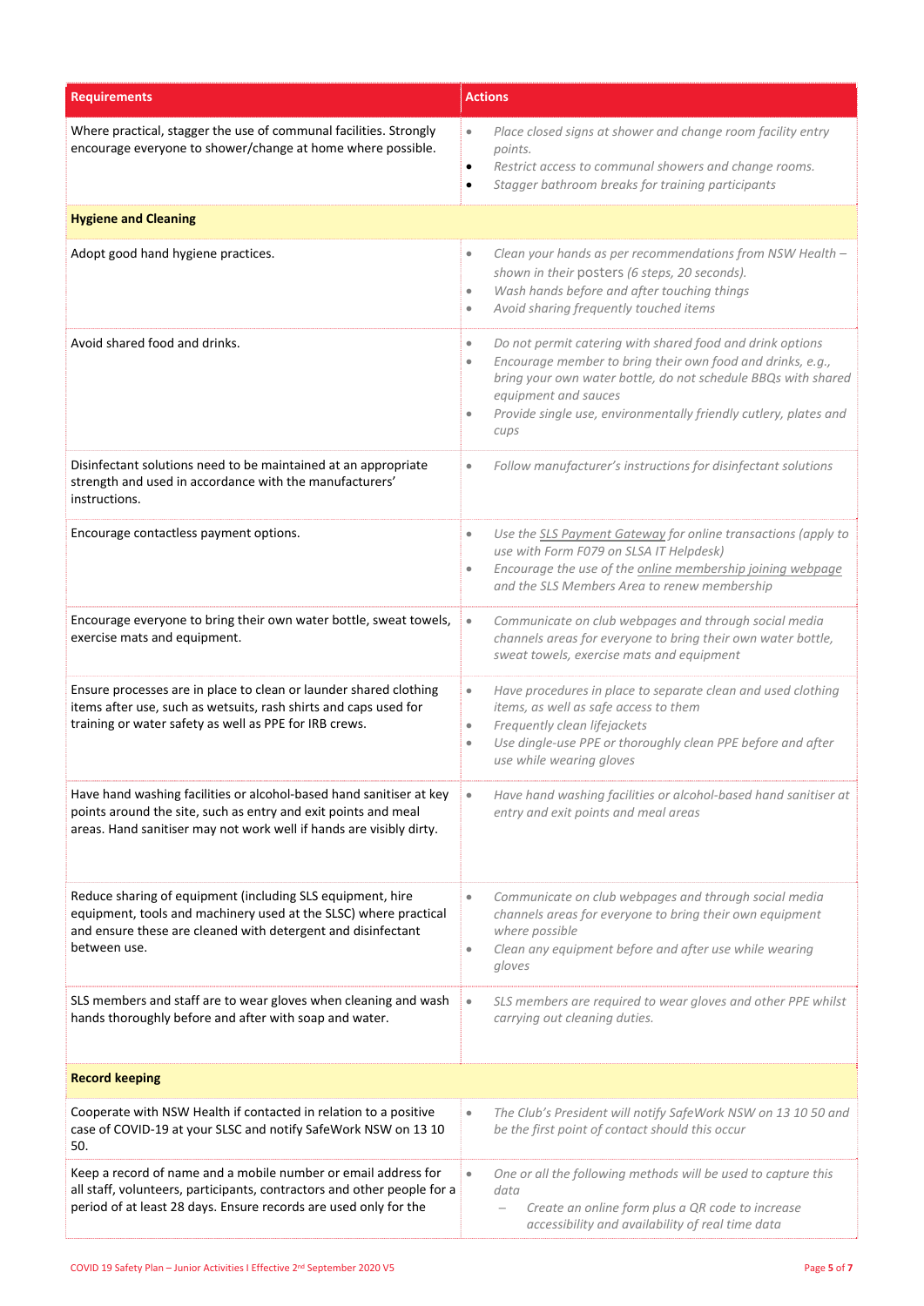| Requirements | Actions |
|---|---|
| Where practical, stagger the use of communal facilities. Strongly encourage everyone to shower/change at home where possible. | • *Place closed signs at shower and change room facility entry points.*<br>• *Restrict access to communal showers and change rooms.*<br>• *Stagger bathroom breaks for training participants* |
| **Hygiene and Cleaning** | |
| Adopt good hand hygiene practices. | • *Clean your hands as per recommendations from NSW Health – shown in their posters (6 steps, 20 seconds).*<br>• *Wash hands before and after touching things*<br>• *Avoid sharing frequently touched items* |
| Avoid shared food and drinks. | • *Do not permit catering with shared food and drink options*<br>• *Encourage member to bring their own food and drinks, e.g., bring your own water bottle, do not schedule BBQs with shared equipment and sauces*<br>• *Provide single use, environmentally friendly cutlery, plates and cups* |
| Disinfectant solutions need to be maintained at an appropriate strength and used in accordance with the manufacturers' instructions. | • *Follow manufacturer's instructions for disinfectant solutions* |
| Encourage contactless payment options. | • *Use the SLS Payment Gateway for online transactions (apply to use with Form F079 on SLSA IT Helpdesk)*<br>• *Encourage the use of the online membership joining webpage and the SLS Members Area to renew membership* |
| Encourage everyone to bring their own water bottle, sweat towels, exercise mats and equipment. | • *Communicate on club webpages and through social media channels areas for everyone to bring their own water bottle, sweat towels, exercise mats and equipment* |
| Ensure processes are in place to clean or launder shared clothing items after use, such as wetsuits, rash shirts and caps used for training or water safety as well as PPE for IRB crews. | • *Have procedures in place to separate clean and used clothing items, as well as safe access to them*<br>• *Frequently clean lifejackets*<br>• *Use dingle-use PPE or thoroughly clean PPE before and after use while wearing gloves* |
| Have hand washing facilities or alcohol-based hand sanitiser at key points around the site, such as entry and exit points and meal areas. Hand sanitiser may not work well if hands are visibly dirty. | • *Have hand washing facilities or alcohol-based hand sanitiser at entry and exit points and meal areas* |
| Reduce sharing of equipment (including SLS equipment, hire equipment, tools and machinery used at the SLSC) where practical and ensure these are cleaned with detergent and disinfectant between use. | • *Communicate on club webpages and through social media channels areas for everyone to bring their own equipment where possible*<br>• *Clean any equipment before and after use while wearing gloves* |
| SLS members and staff are to wear gloves when cleaning and wash hands thoroughly before and after with soap and water. | • *SLS members are required to wear gloves and other PPE whilst carrying out cleaning duties.* |
| **Record keeping** | |
| Cooperate with NSW Health if contacted in relation to a positive case of COVID-19 at your SLSC and notify SafeWork NSW on 13 10 50. | • *The Club's President will notify SafeWork NSW on 13 10 50 and be the first point of contact should this occur* |
| Keep a record of name and a mobile number or email address for all staff, volunteers, participants, contractors and other people for a period of at least 28 days. Ensure records are used only for the | • *One or all the following methods will be used to capture this data*<br>&nbsp;&nbsp;– *Create an online form plus a QR code to increase accessibility and availability of real time data* |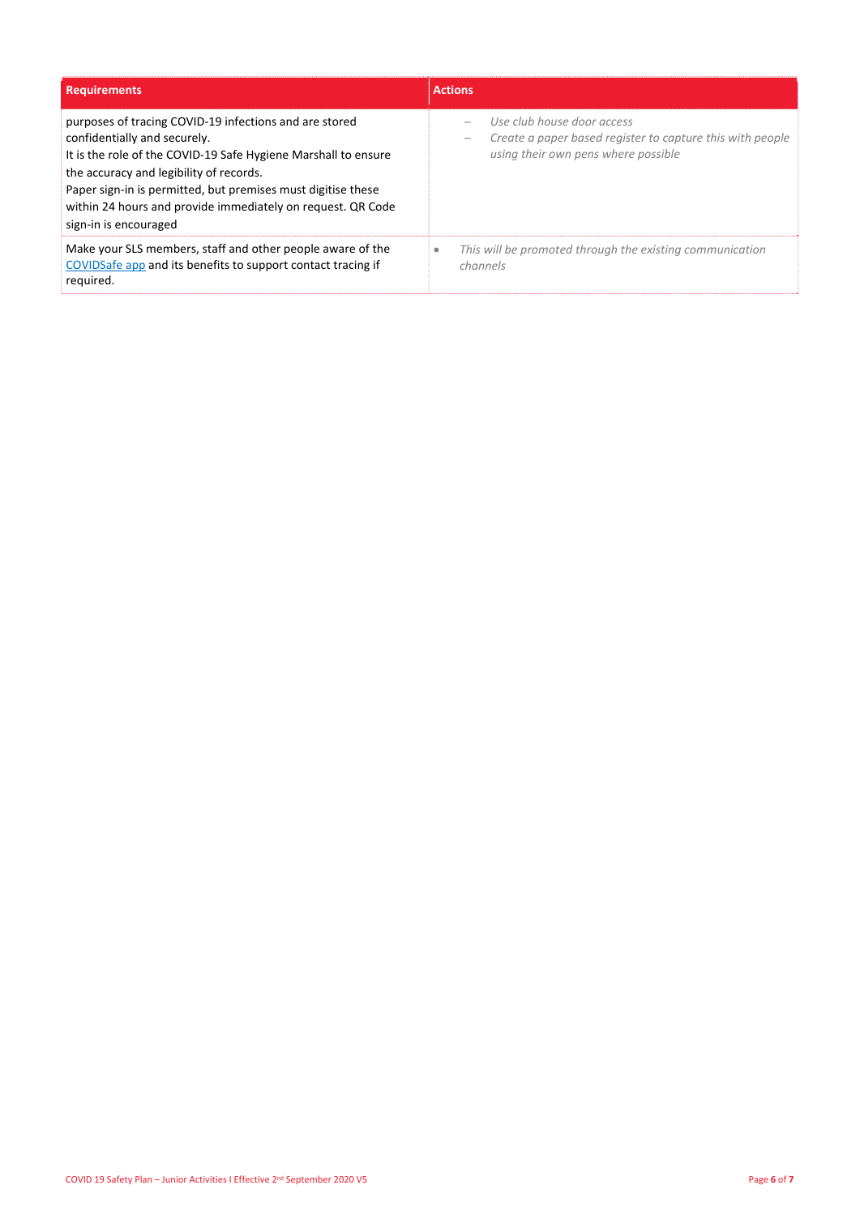| Requirements | Actions |
|---|---|
| purposes of tracing COVID-19 infections and are stored confidentially and securely.<br>It is the role of the COVID-19 Safe Hygiene Marshall to ensure the accuracy and legibility of records.<br>Paper sign-in is permitted, but premises must digitise these within 24 hours and provide immediately on request. QR Code sign-in is encouraged | – *Use club house door access*<br>– *Create a paper based register to capture this with people using their own pens where possible* |
| Make your SLS members, staff and other people aware of the [COVIDSafe app](#) and its benefits to support contact tracing if required. | • *This will be promoted through the existing communication channels* |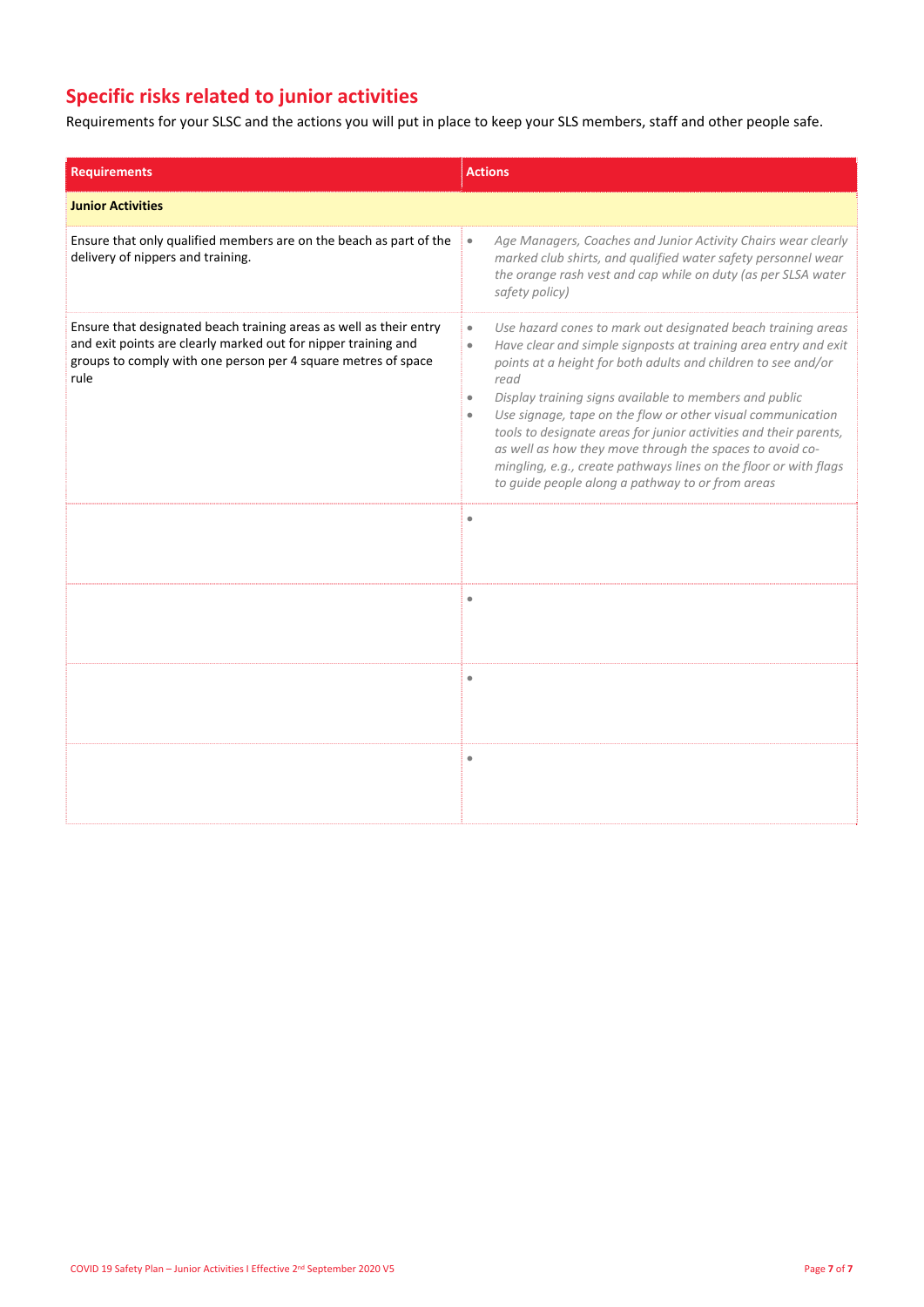## Specific risks related to junior activities

Requirements for your SLSC and the actions you will put in place to keep your SLS members, staff and other people safe.

| Requirements | Actions |
|---|---|
| **Junior Activities** | |
| Ensure that only qualified members are on the beach as part of the delivery of nippers and training. | • *Age Managers, Coaches and Junior Activity Chairs wear clearly marked club shirts, and qualified water safety personnel wear the orange rash vest and cap while on duty (as per SLSA water safety policy)* |
| Ensure that designated beach training areas as well as their entry and exit points are clearly marked out for nipper training and groups to comply with one person per 4 square metres of space rule | • *Use hazard cones to mark out designated beach training areas*<br>• *Have clear and simple signposts at training area entry and exit points at a height for both adults and children to see and/or read*<br>• *Display training signs available to members and public*<br>• *Use signage, tape on the flow or other visual communication tools to designate areas for junior activities and their parents, as well as how they move through the spaces to avoid co-mingling, e.g., create pathways lines on the floor or with flags to guide people along a pathway to or from areas* |
| | • |
| | • |
| | • |
| | • |